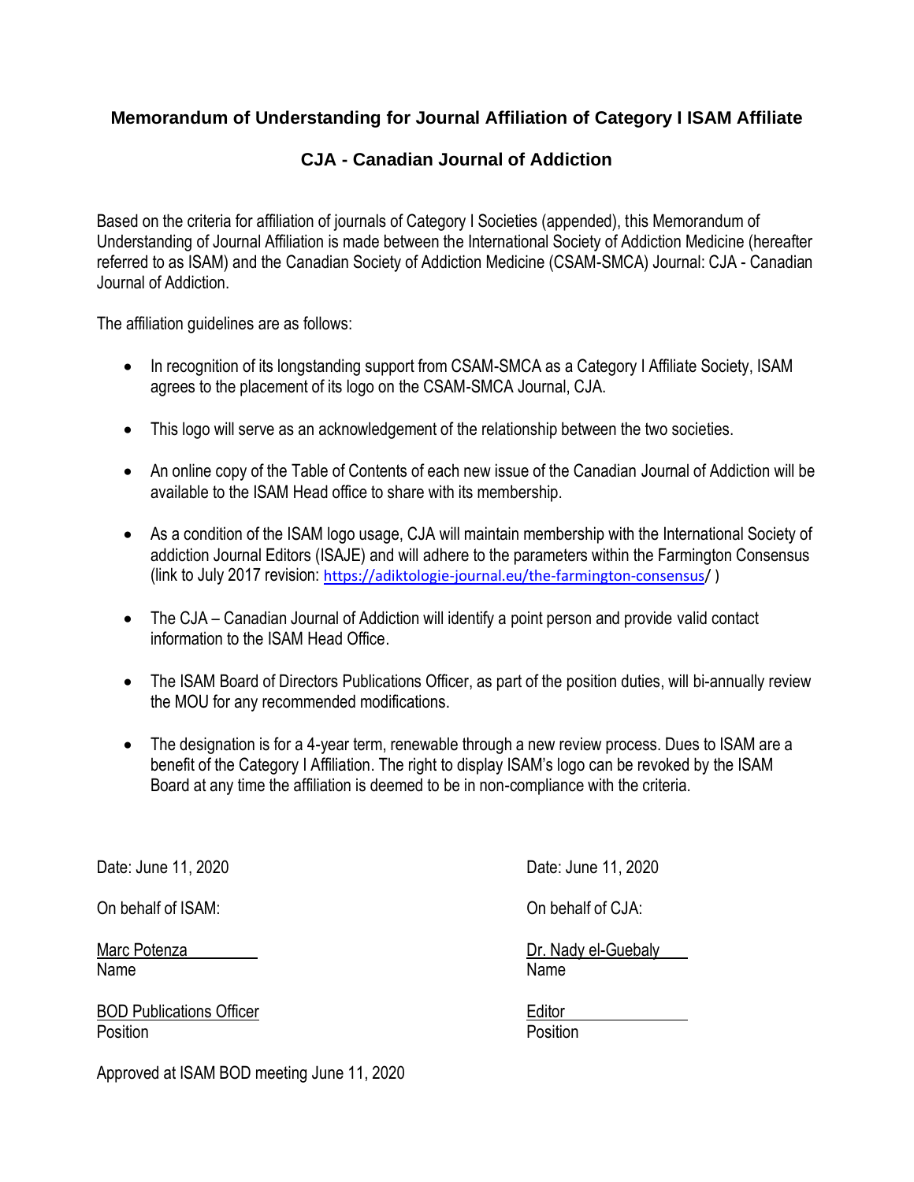## Memorandum of Understanding for Journal Affiliation of Category I ISAM Affiliate

## CJA - Canadian Journal of Addiction

Based on the criteria for affiliation of journals of Category I Societies (appended), this Memorandum of Understanding of Journal Affiliation is made between the International Society of Addiction Medicine (hereafter referred to as ISAM) and the Canadian Society of Addiction Medicine (CSAM-SMCA) Journal: CJA - Canadian Journal of Addiction.

The affiliation guidelines are as follows:

- In recognition of its longstanding support from CSAM-SMCA as a Category I Affiliate Society, ISAM agrees to the placement of its logo on the CSAM-SMCA Journal, CJA.
- This logo will serve as an acknowledgement of the relationship between the two societies.
- An online copy of the Table of Contents of each new issue of the Canadian Journal of Addiction will be available to the ISAM Head office to share with its membership.
- As a condition of the ISAM logo usage, CJA will maintain membership with the International Society of addiction Journal Editors (ISAJE) and will adhere to the parameters within the Farmington Consensus (link to July 2017 revision: https://adiktologie-journal.eu/the-farmington-consensus/ )
- The CJA – Canadian Journal of Addiction will identify a point person and provide valid contact information to the ISAM Head Office.
- The ISAM Board of Directors Publications Officer, as part of the position duties, will bi-annually review the MOU for any recommended modifications.
- The designation is for a 4-year term, renewable through a new review process. Dues to ISAM are a benefit of the Category I Affiliation. The right to display ISAM's logo can be revoked by the ISAM Board at any time the affiliation is deemed to be in non-compliance with the criteria.

Date: June 11, 2020

On behalf of ISAM:

Marc Potenza
Name

BOD Publications Officer
Position

Date: June 11, 2020

On behalf of CJA:

Dr. Nady el-Guebaly
Name

Editor
Position

Approved at ISAM BOD meeting June 11, 2020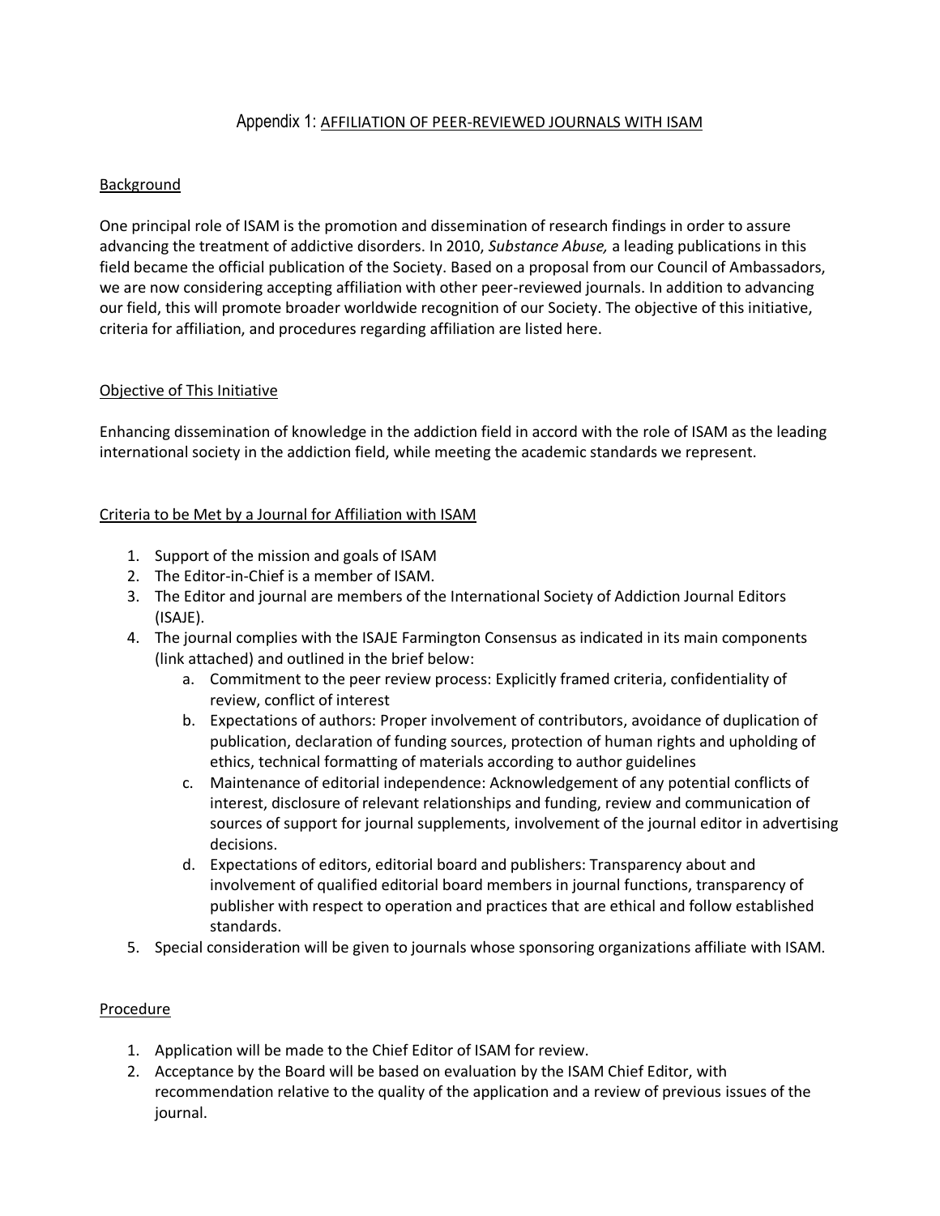# Appendix 1: AFFILIATION OF PEER-REVIEWED JOURNALS WITH ISAM

## Background

One principal role of ISAM is the promotion and dissemination of research findings in order to assure advancing the treatment of addictive disorders. In 2010, *Substance Abuse,* a leading publications in this field became the official publication of the Society. Based on a proposal from our Council of Ambassadors, we are now considering accepting affiliation with other peer-reviewed journals. In addition to advancing our field, this will promote broader worldwide recognition of our Society. The objective of this initiative, criteria for affiliation, and procedures regarding affiliation are listed here.

## Objective of This Initiative

Enhancing dissemination of knowledge in the addiction field in accord with the role of ISAM as the leading international society in the addiction field, while meeting the academic standards we represent.

## Criteria to be Met by a Journal for Affiliation with ISAM

1. Support of the mission and goals of ISAM
2. The Editor-in-Chief is a member of ISAM.
3. The Editor and journal are members of the International Society of Addiction Journal Editors (ISAJE).
4. The journal complies with the ISAJE Farmington Consensus as indicated in its main components (link attached) and outlined in the brief below:
   a. Commitment to the peer review process: Explicitly framed criteria, confidentiality of review, conflict of interest
   b. Expectations of authors: Proper involvement of contributors, avoidance of duplication of publication, declaration of funding sources, protection of human rights and upholding of ethics, technical formatting of materials according to author guidelines
   c. Maintenance of editorial independence: Acknowledgement of any potential conflicts of interest, disclosure of relevant relationships and funding, review and communication of sources of support for journal supplements, involvement of the journal editor in advertising decisions.
   d. Expectations of editors, editorial board and publishers: Transparency about and involvement of qualified editorial board members in journal functions, transparency of publisher with respect to operation and practices that are ethical and follow established standards.
5. Special consideration will be given to journals whose sponsoring organizations affiliate with ISAM.

## Procedure

1. Application will be made to the Chief Editor of ISAM for review.
2. Acceptance by the Board will be based on evaluation by the ISAM Chief Editor, with recommendation relative to the quality of the application and a review of previous issues of the journal.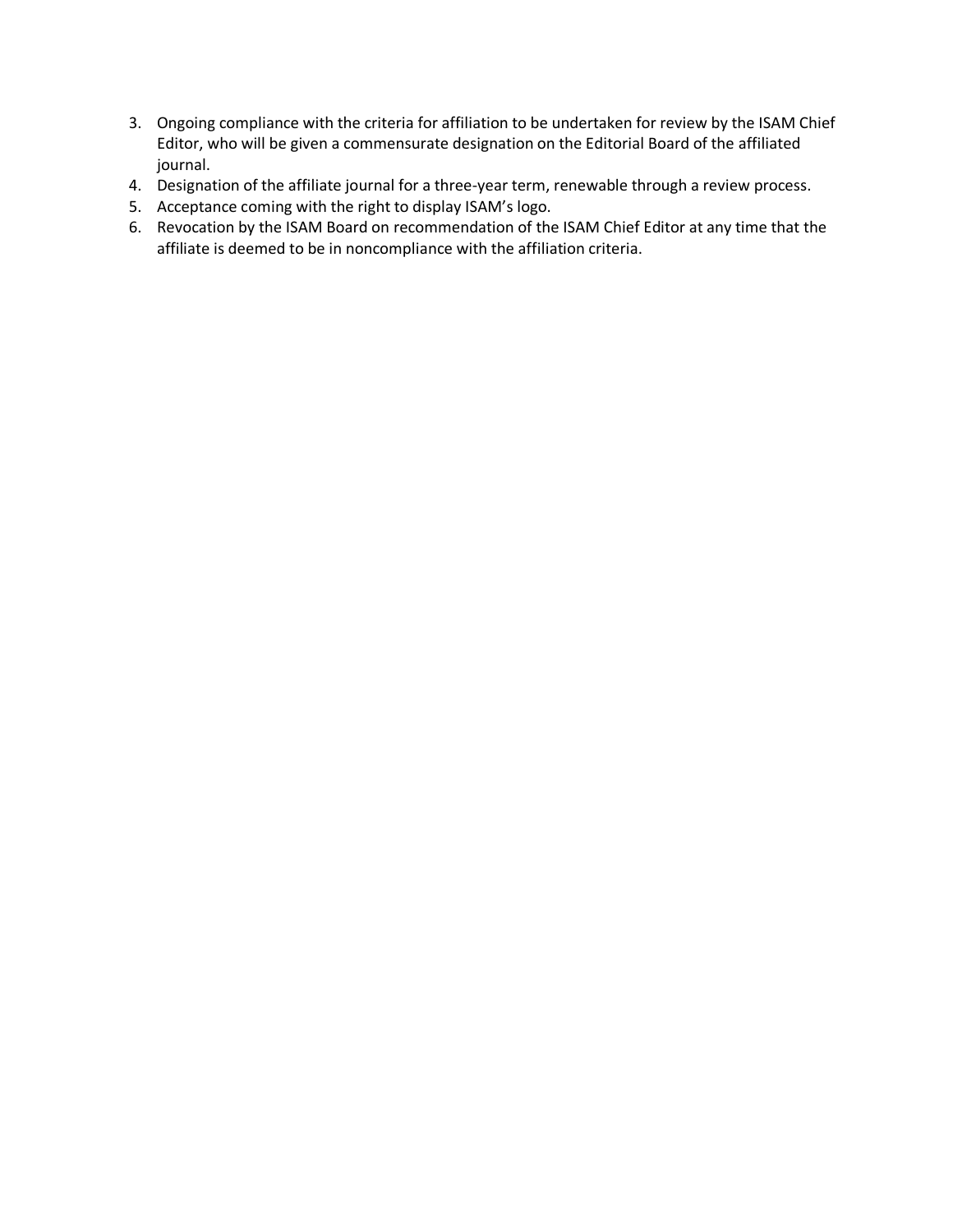3. Ongoing compliance with the criteria for affiliation to be undertaken for review by the ISAM Chief Editor, who will be given a commensurate designation on the Editorial Board of the affiliated journal.
4. Designation of the affiliate journal for a three-year term, renewable through a review process.
5. Acceptance coming with the right to display ISAM's logo.
6. Revocation by the ISAM Board on recommendation of the ISAM Chief Editor at any time that the affiliate is deemed to be in noncompliance with the affiliation criteria.